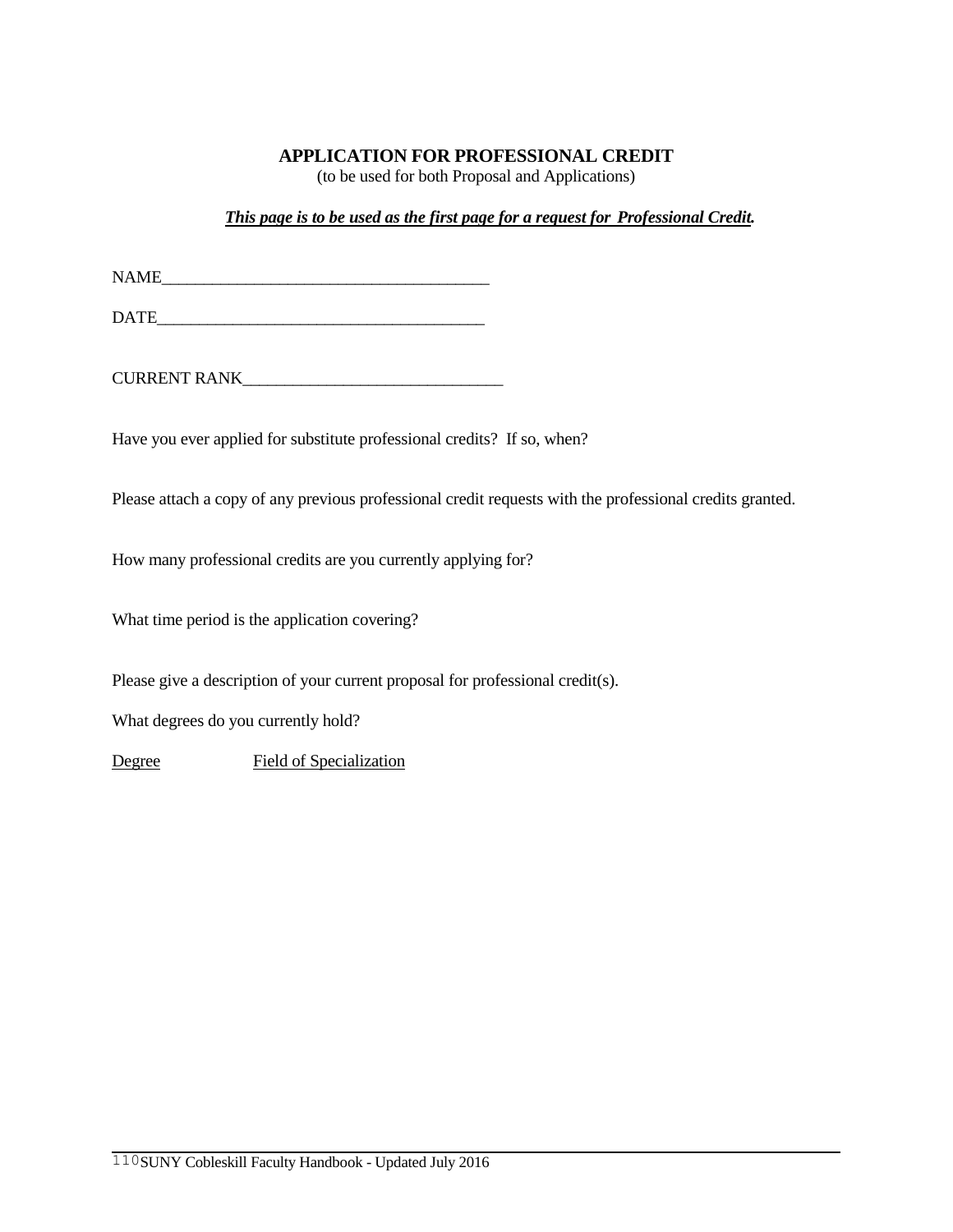# APPLICATION FOR PROFESSIONAL CREDIT

(to be used for both Proposal and Applications)

***This page is to be used as the first page for a request for Professional Credit.***

NAME_______________________________________

DATE_______________________________________

CURRENT RANK_______________________________

Have you ever applied for substitute professional credits? If so, when?

Please attach a copy of any previous professional credit requests with the professional credits granted.

How many professional credits are you currently applying for?

What time period is the application covering?

Please give a description of your current proposal for professional credit(s).

What degrees do you currently hold?

| Degree | Field of Specialization |
|---|---|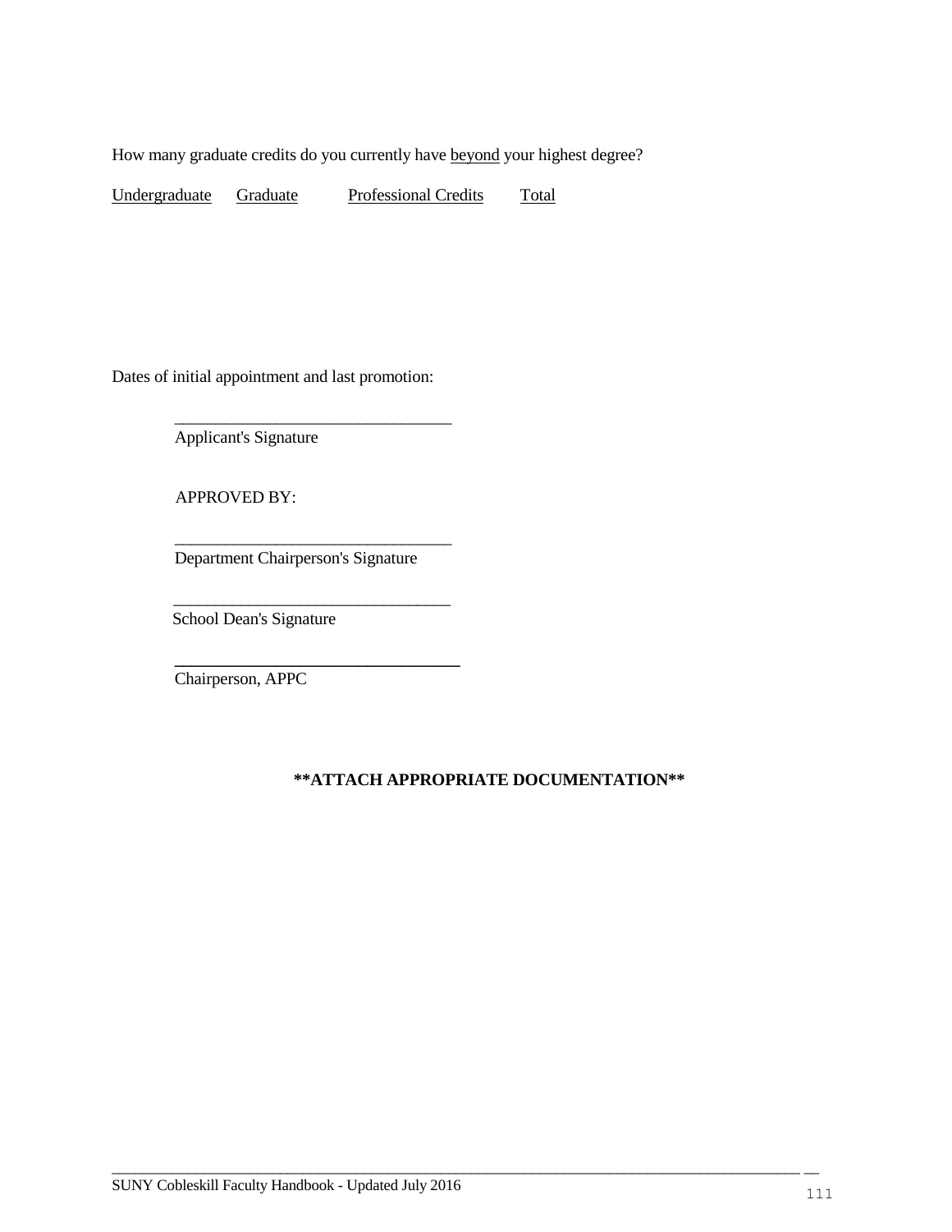How many graduate credits do you currently have <u>beyond</u> your highest degree?

| Undergraduate | Graduate | Professional Credits | Total |
|---|---|---|---|
| | | | |

Dates of initial appointment and last promotion:

\_\_\_\_\_\_\_\_\_\_\_\_\_\_\_\_\_\_\_\_\_\_\_\_\_\_\_\_\_\_\_\_\_\_
Applicant's Signature

APPROVED BY:

\_\_\_\_\_\_\_\_\_\_\_\_\_\_\_\_\_\_\_\_\_\_\_\_\_\_\_\_\_\_\_\_\_\_
Department Chairperson's Signature

\_\_\_\_\_\_\_\_\_\_\_\_\_\_\_\_\_\_\_\_\_\_\_\_\_\_\_\_\_\_\_\_\_\_
School Dean's Signature

\_\_\_\_\_\_\_\_\_\_\_\_\_\_\_\_\_\_\_\_\_\_\_\_\_\_\_\_\_\_\_\_\_\_
Chairperson, APPC

**\*\*ATTACH APPROPRIATE DOCUMENTATION\*\***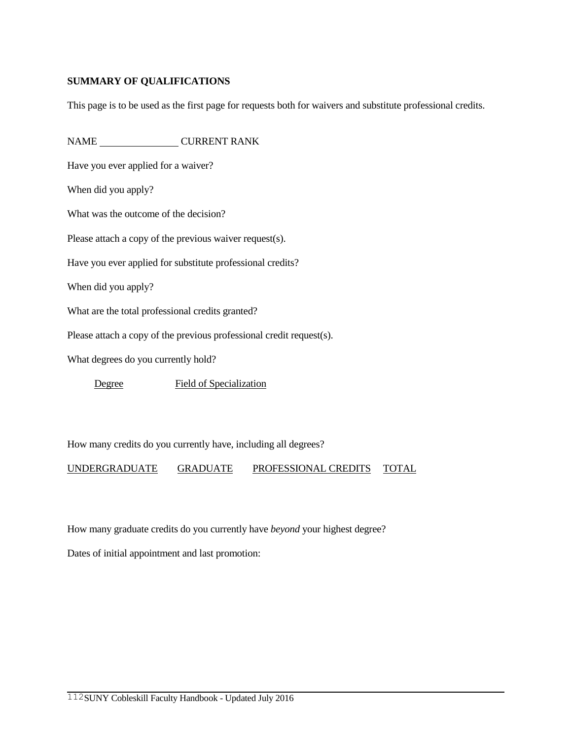**SUMMARY OF QUALIFICATIONS**

This page is to be used as the first page for requests both for waivers and substitute professional credits.

NAME \_\_\_\_\_\_\_\_\_\_\_\_\_\_\_\_ CURRENT RANK

Have you ever applied for a waiver?

When did you apply?

What was the outcome of the decision?

Please attach a copy of the previous waiver request(s).

Have you ever applied for substitute professional credits?

When did you apply?

What are the total professional credits granted?

Please attach a copy of the previous professional credit request(s).

What degrees do you currently hold?

| Degree | Field of Specialization |
|---|---|
| | |

How many credits do you currently have, including all degrees?

| UNDERGRADUATE | GRADUATE | PROFESSIONAL CREDITS | TOTAL |
|---|---|---|---|
| | | | |

How many graduate credits do you currently have *beyond* your highest degree?

Dates of initial appointment and last promotion: